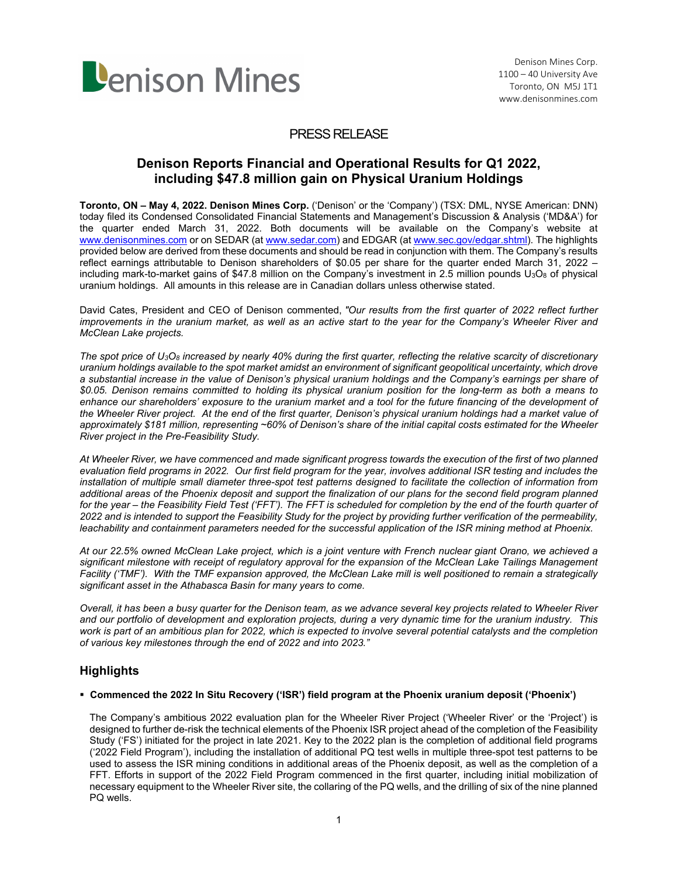Denison Mines Corp.
1100 – 40 University Ave
Toronto, ON M5J 1T1
www.denisonmines.com

# PRESS RELEASE

## Denison Reports Financial and Operational Results for Q1 2022, including $47.8 million gain on Physical Uranium Holdings

**Toronto, ON – May 4, 2022. Denison Mines Corp.** ('Denison' or the 'Company') (TSX: DML, NYSE American: DNN) today filed its Condensed Consolidated Financial Statements and Management's Discussion & Analysis ('MD&A') for the quarter ended March 31, 2022. Both documents will be available on the Company's website at www.denisonmines.com or on SEDAR (at www.sedar.com) and EDGAR (at www.sec.gov/edgar.shtml). The highlights provided below are derived from these documents and should be read in conjunction with them. The Company's results reflect earnings attributable to Denison shareholders of $0.05 per share for the quarter ended March 31, 2022 – including mark-to-market gains of $47.8 million on the Company's investment in 2.5 million pounds $U_3O_8$ of physical uranium holdings. All amounts in this release are in Canadian dollars unless otherwise stated.

David Cates, President and CEO of Denison commented, *"Our results from the first quarter of 2022 reflect further improvements in the uranium market, as well as an active start to the year for the Company's Wheeler River and McClean Lake projects.*

*The spot price of $U_3O_8$ increased by nearly 40% during the first quarter, reflecting the relative scarcity of discretionary uranium holdings available to the spot market amidst an environment of significant geopolitical uncertainty, which drove a substantial increase in the value of Denison's physical uranium holdings and the Company's earnings per share of $0.05. Denison remains committed to holding its physical uranium position for the long-term as both a means to enhance our shareholders' exposure to the uranium market and a tool for the future financing of the development of the Wheeler River project. At the end of the first quarter, Denison's physical uranium holdings had a market value of approximately $181 million, representing ~60% of Denison's share of the initial capital costs estimated for the Wheeler River project in the Pre-Feasibility Study.*

*At Wheeler River, we have commenced and made significant progress towards the execution of the first of two planned evaluation field programs in 2022. Our first field program for the year, involves additional ISR testing and includes the installation of multiple small diameter three-spot test patterns designed to facilitate the collection of information from additional areas of the Phoenix deposit and support the finalization of our plans for the second field program planned for the year – the Feasibility Field Test ('FFT'). The FFT is scheduled for completion by the end of the fourth quarter of 2022 and is intended to support the Feasibility Study for the project by providing further verification of the permeability, leachability and containment parameters needed for the successful application of the ISR mining method at Phoenix.*

*At our 22.5% owned McClean Lake project, which is a joint venture with French nuclear giant Orano, we achieved a significant milestone with receipt of regulatory approval for the expansion of the McClean Lake Tailings Management Facility ('TMF'). With the TMF expansion approved, the McClean Lake mill is well positioned to remain a strategically significant asset in the Athabasca Basin for many years to come.*

*Overall, it has been a busy quarter for the Denison team, as we advance several key projects related to Wheeler River and our portfolio of development and exploration projects, during a very dynamic time for the uranium industry. This work is part of an ambitious plan for 2022, which is expected to involve several potential catalysts and the completion of various key milestones through the end of 2022 and into 2023."*

## Highlights

- **Commenced the 2022 In Situ Recovery ('ISR') field program at the Phoenix uranium deposit ('Phoenix')**

  The Company's ambitious 2022 evaluation plan for the Wheeler River Project ('Wheeler River' or the 'Project') is designed to further de-risk the technical elements of the Phoenix ISR project ahead of the completion of the Feasibility Study ('FS') initiated for the project in late 2021. Key to the 2022 plan is the completion of additional field programs ('2022 Field Program'), including the installation of additional PQ test wells in multiple three-spot test patterns to be used to assess the ISR mining conditions in additional areas of the Phoenix deposit, as well as the completion of a FFT. Efforts in support of the 2022 Field Program commenced in the first quarter, including initial mobilization of necessary equipment to the Wheeler River site, the collaring of the PQ wells, and the drilling of six of the nine planned PQ wells.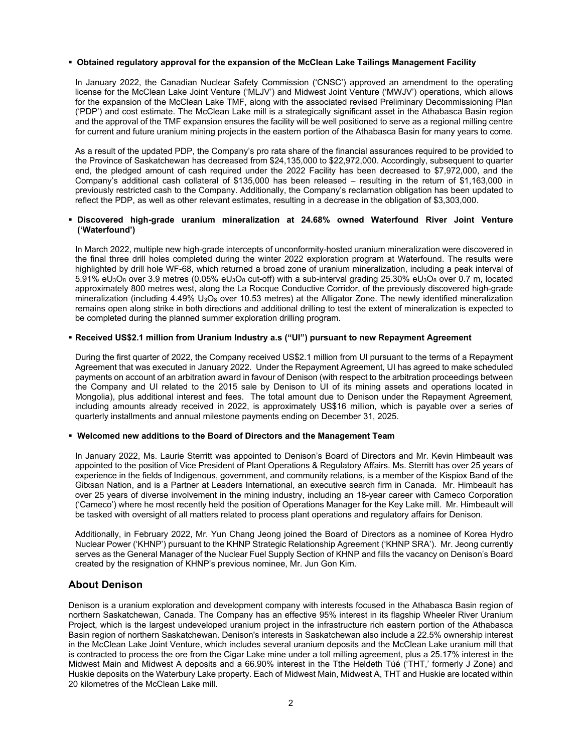- **Obtained regulatory approval for the expansion of the McClean Lake Tailings Management Facility**

  In January 2022, the Canadian Nuclear Safety Commission ('CNSC') approved an amendment to the operating license for the McClean Lake Joint Venture ('MLJV') and Midwest Joint Venture ('MWJV') operations, which allows for the expansion of the McClean Lake TMF, along with the associated revised Preliminary Decommissioning Plan ('PDP') and cost estimate. The McClean Lake mill is a strategically significant asset in the Athabasca Basin region and the approval of the TMF expansion ensures the facility will be well positioned to serve as a regional milling centre for current and future uranium mining projects in the eastern portion of the Athabasca Basin for many years to come.

  As a result of the updated PDP, the Company's pro rata share of the financial assurances required to be provided to the Province of Saskatchewan has decreased from $24,135,000 to $22,972,000. Accordingly, subsequent to quarter end, the pledged amount of cash required under the 2022 Facility has been decreased to $7,972,000, and the Company's additional cash collateral of $135,000 has been released – resulting in the return of $1,163,000 in previously restricted cash to the Company. Additionally, the Company's reclamation obligation has been updated to reflect the PDP, as well as other relevant estimates, resulting in a decrease in the obligation of $3,303,000.

- **Discovered high-grade uranium mineralization at 24.68% owned Waterfound River Joint Venture ('Waterfound')**

  In March 2022, multiple new high-grade intercepts of unconformity-hosted uranium mineralization were discovered in the final three drill holes completed during the winter 2022 exploration program at Waterfound. The results were highlighted by drill hole WF-68, which returned a broad zone of uranium mineralization, including a peak interval of 5.91% $eU_3O_8$ over 3.9 metres (0.05% $eU_3O_8$ cut-off) with a sub-interval grading 25.30% $eU_3O_8$ over 0.7 m, located approximately 800 metres west, along the La Rocque Conductive Corridor, of the previously discovered high-grade mineralization (including 4.49% $U_3O_8$ over 10.53 metres) at the Alligator Zone. The newly identified mineralization remains open along strike in both directions and additional drilling to test the extent of mineralization is expected to be completed during the planned summer exploration drilling program.

- **Received US$2.1 million from Uranium Industry a.s ("UI") pursuant to new Repayment Agreement**

  During the first quarter of 2022, the Company received US$2.1 million from UI pursuant to the terms of a Repayment Agreement that was executed in January 2022. Under the Repayment Agreement, UI has agreed to make scheduled payments on account of an arbitration award in favour of Denison (with respect to the arbitration proceedings between the Company and UI related to the 2015 sale by Denison to UI of its mining assets and operations located in Mongolia), plus additional interest and fees. The total amount due to Denison under the Repayment Agreement, including amounts already received in 2022, is approximately US$16 million, which is payable over a series of quarterly installments and annual milestone payments ending on December 31, 2025.

- **Welcomed new additions to the Board of Directors and the Management Team**

  In January 2022, Ms. Laurie Sterritt was appointed to Denison's Board of Directors and Mr. Kevin Himbeault was appointed to the position of Vice President of Plant Operations & Regulatory Affairs. Ms. Sterritt has over 25 years of experience in the fields of Indigenous, government, and community relations, is a member of the Kispiox Band of the Gitxsan Nation, and is a Partner at Leaders International, an executive search firm in Canada. Mr. Himbeault has over 25 years of diverse involvement in the mining industry, including an 18-year career with Cameco Corporation ('Cameco') where he most recently held the position of Operations Manager for the Key Lake mill. Mr. Himbeault will be tasked with oversight of all matters related to process plant operations and regulatory affairs for Denison.

  Additionally, in February 2022, Mr. Yun Chang Jeong joined the Board of Directors as a nominee of Korea Hydro Nuclear Power ('KHNP') pursuant to the KHNP Strategic Relationship Agreement ('KHNP SRA'). Mr. Jeong currently serves as the General Manager of the Nuclear Fuel Supply Section of KHNP and fills the vacancy on Denison's Board created by the resignation of KHNP's previous nominee, Mr. Jun Gon Kim.

## About Denison

Denison is a uranium exploration and development company with interests focused in the Athabasca Basin region of northern Saskatchewan, Canada. The Company has an effective 95% interest in its flagship Wheeler River Uranium Project, which is the largest undeveloped uranium project in the infrastructure rich eastern portion of the Athabasca Basin region of northern Saskatchewan. Denison's interests in Saskatchewan also include a 22.5% ownership interest in the McClean Lake Joint Venture, which includes several uranium deposits and the McClean Lake uranium mill that is contracted to process the ore from the Cigar Lake mine under a toll milling agreement, plus a 25.17% interest in the Midwest Main and Midwest A deposits and a 66.90% interest in the Tthe Heldeth Túé ('THT,' formerly J Zone) and Huskie deposits on the Waterbury Lake property. Each of Midwest Main, Midwest A, THT and Huskie are located within 20 kilometres of the McClean Lake mill.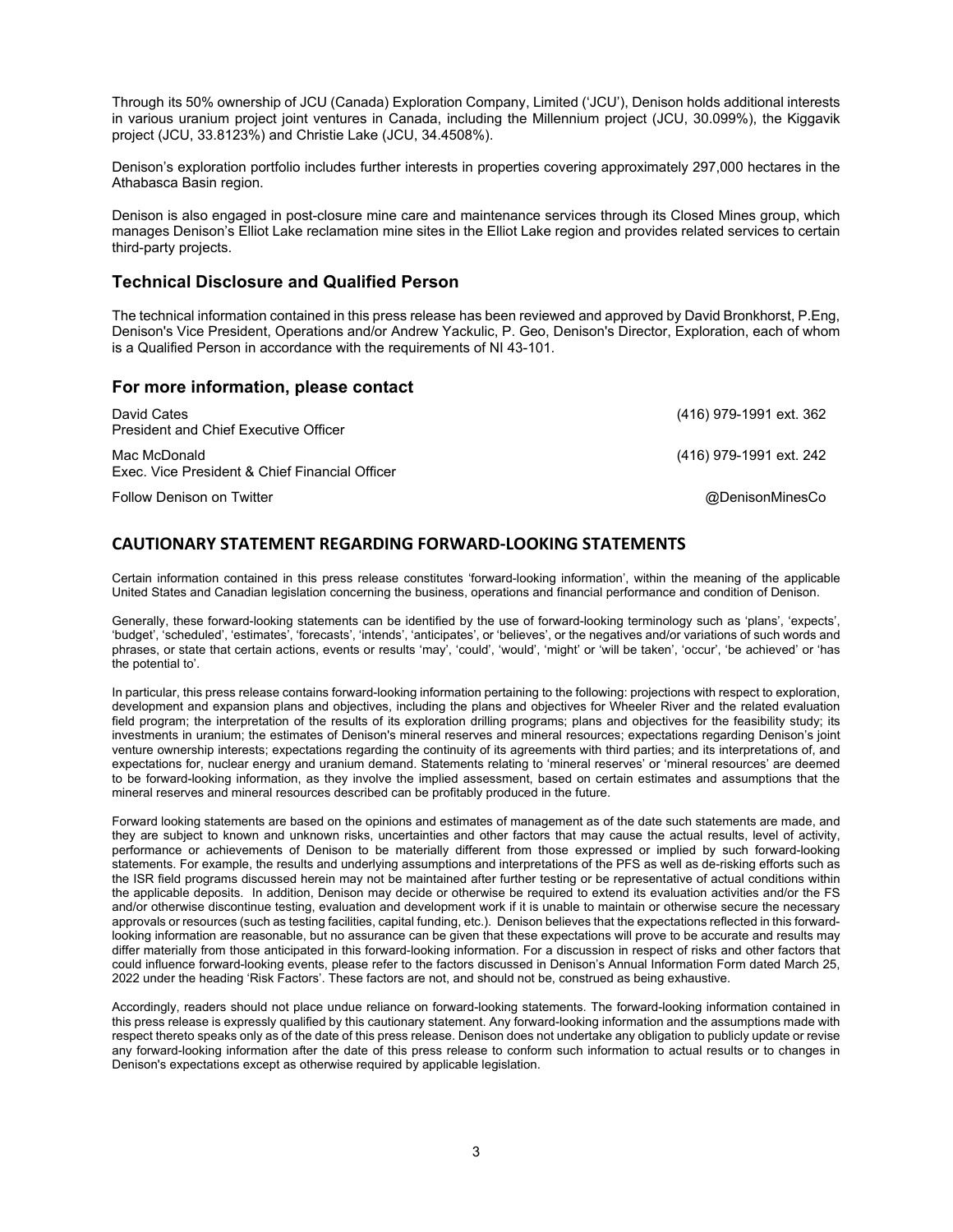Through its 50% ownership of JCU (Canada) Exploration Company, Limited ('JCU'), Denison holds additional interests in various uranium project joint ventures in Canada, including the Millennium project (JCU, 30.099%), the Kiggavik project (JCU, 33.8123%) and Christie Lake (JCU, 34.4508%).

Denison's exploration portfolio includes further interests in properties covering approximately 297,000 hectares in the Athabasca Basin region.

Denison is also engaged in post-closure mine care and maintenance services through its Closed Mines group, which manages Denison's Elliot Lake reclamation mine sites in the Elliot Lake region and provides related services to certain third-party projects.

## Technical Disclosure and Qualified Person

The technical information contained in this press release has been reviewed and approved by David Bronkhorst, P.Eng, Denison's Vice President, Operations and/or Andrew Yackulic, P. Geo, Denison's Director, Exploration, each of whom is a Qualified Person in accordance with the requirements of NI 43-101.

## For more information, please contact

| | |
|---|---|
| David Cates<br>President and Chief Executive Officer | (416) 979-1991 ext. 362 |
| Mac McDonald<br>Exec. Vice President & Chief Financial Officer | (416) 979-1991 ext. 242 |
| Follow Denison on Twitter | @DenisonMinesCo |

## CAUTIONARY STATEMENT REGARDING FORWARD-LOOKING STATEMENTS

Certain information contained in this press release constitutes 'forward-looking information', within the meaning of the applicable United States and Canadian legislation concerning the business, operations and financial performance and condition of Denison.

Generally, these forward-looking statements can be identified by the use of forward-looking terminology such as 'plans', 'expects', 'budget', 'scheduled', 'estimates', 'forecasts', 'intends', 'anticipates', or 'believes', or the negatives and/or variations of such words and phrases, or state that certain actions, events or results 'may', 'could', 'would', 'might' or 'will be taken', 'occur', 'be achieved' or 'has the potential to'.

In particular, this press release contains forward-looking information pertaining to the following: projections with respect to exploration, development and expansion plans and objectives, including the plans and objectives for Wheeler River and the related evaluation field program; the interpretation of the results of its exploration drilling programs; plans and objectives for the feasibility study; its investments in uranium; the estimates of Denison's mineral reserves and mineral resources; expectations regarding Denison's joint venture ownership interests; expectations regarding the continuity of its agreements with third parties; and its interpretations of, and expectations for, nuclear energy and uranium demand. Statements relating to 'mineral reserves' or 'mineral resources' are deemed to be forward-looking information, as they involve the implied assessment, based on certain estimates and assumptions that the mineral reserves and mineral resources described can be profitably produced in the future.

Forward looking statements are based on the opinions and estimates of management as of the date such statements are made, and they are subject to known and unknown risks, uncertainties and other factors that may cause the actual results, level of activity, performance or achievements of Denison to be materially different from those expressed or implied by such forward-looking statements. For example, the results and underlying assumptions and interpretations of the PFS as well as de-risking efforts such as the ISR field programs discussed herein may not be maintained after further testing or be representative of actual conditions within the applicable deposits. In addition, Denison may decide or otherwise be required to extend its evaluation activities and/or the FS and/or otherwise discontinue testing, evaluation and development work if it is unable to maintain or otherwise secure the necessary approvals or resources (such as testing facilities, capital funding, etc.). Denison believes that the expectations reflected in this forward-looking information are reasonable, but no assurance can be given that these expectations will prove to be accurate and results may differ materially from those anticipated in this forward-looking information. For a discussion in respect of risks and other factors that could influence forward-looking events, please refer to the factors discussed in Denison's Annual Information Form dated March 25, 2022 under the heading 'Risk Factors'. These factors are not, and should not be, construed as being exhaustive.

Accordingly, readers should not place undue reliance on forward-looking statements. The forward-looking information contained in this press release is expressly qualified by this cautionary statement. Any forward-looking information and the assumptions made with respect thereto speaks only as of the date of this press release. Denison does not undertake any obligation to publicly update or revise any forward-looking information after the date of this press release to conform such information to actual results or to changes in Denison's expectations except as otherwise required by applicable legislation.